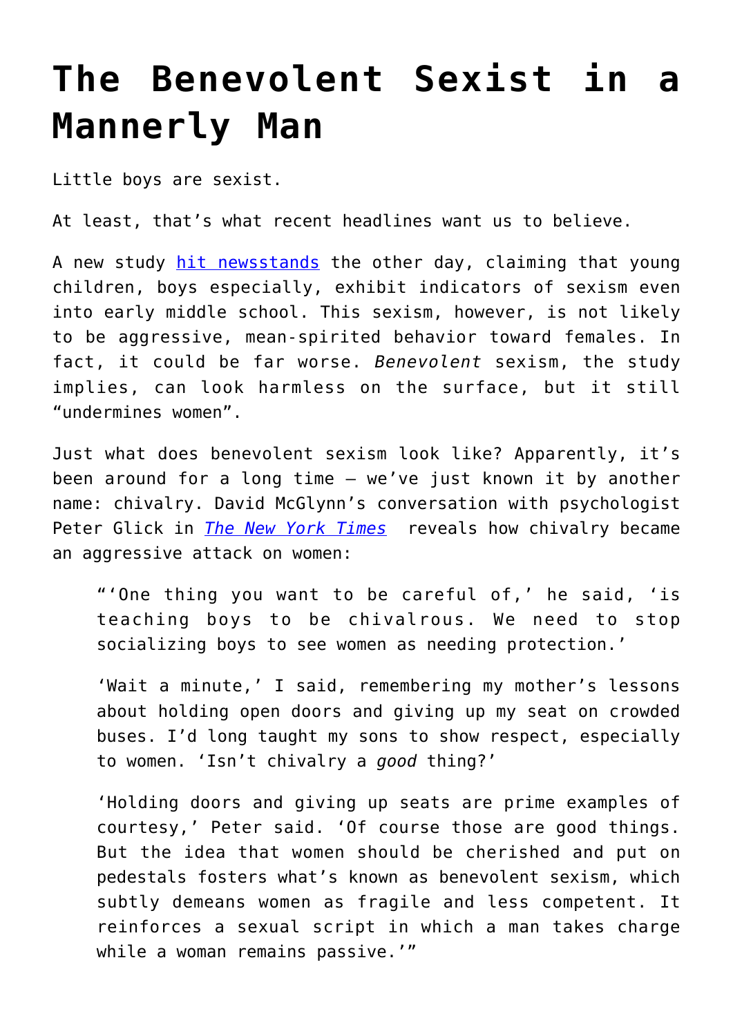# The Benevolent Sexist in a Mannerly Man

Little boys are sexist.

At least, that's what recent headlines want us to believe.

A new study [hit newsstands]() the other day, claiming that young children, boys especially, exhibit indicators of sexism even into early middle school. This sexism, however, is not likely to be aggressive, mean-spirited behavior toward females. In fact, it could be far worse. *Benevolent* sexism, the study implies, can look harmless on the surface, but it still "undermines women".

Just what does benevolent sexism look like? Apparently, it's been around for a long time – we've just known it by another name: chivalry. David McGlynn's conversation with psychologist Peter Glick in [*The New York Times*]() reveals how chivalry became an aggressive attack on women:

> "'One thing you want to be careful of,' he said, 'is teaching boys to be chivalrous. We need to stop socializing boys to see women as needing protection.'
>
> 'Wait a minute,' I said, remembering my mother's lessons about holding open doors and giving up my seat on crowded buses. I'd long taught my sons to show respect, especially to women. 'Isn't chivalry a *good* thing?'
>
> 'Holding doors and giving up seats are prime examples of courtesy,' Peter said. 'Of course those are good things. But the idea that women should be cherished and put on pedestals fosters what's known as benevolent sexism, which subtly demeans women as fragile and less competent. It reinforces a sexual script in which a man takes charge while a woman remains passive.'"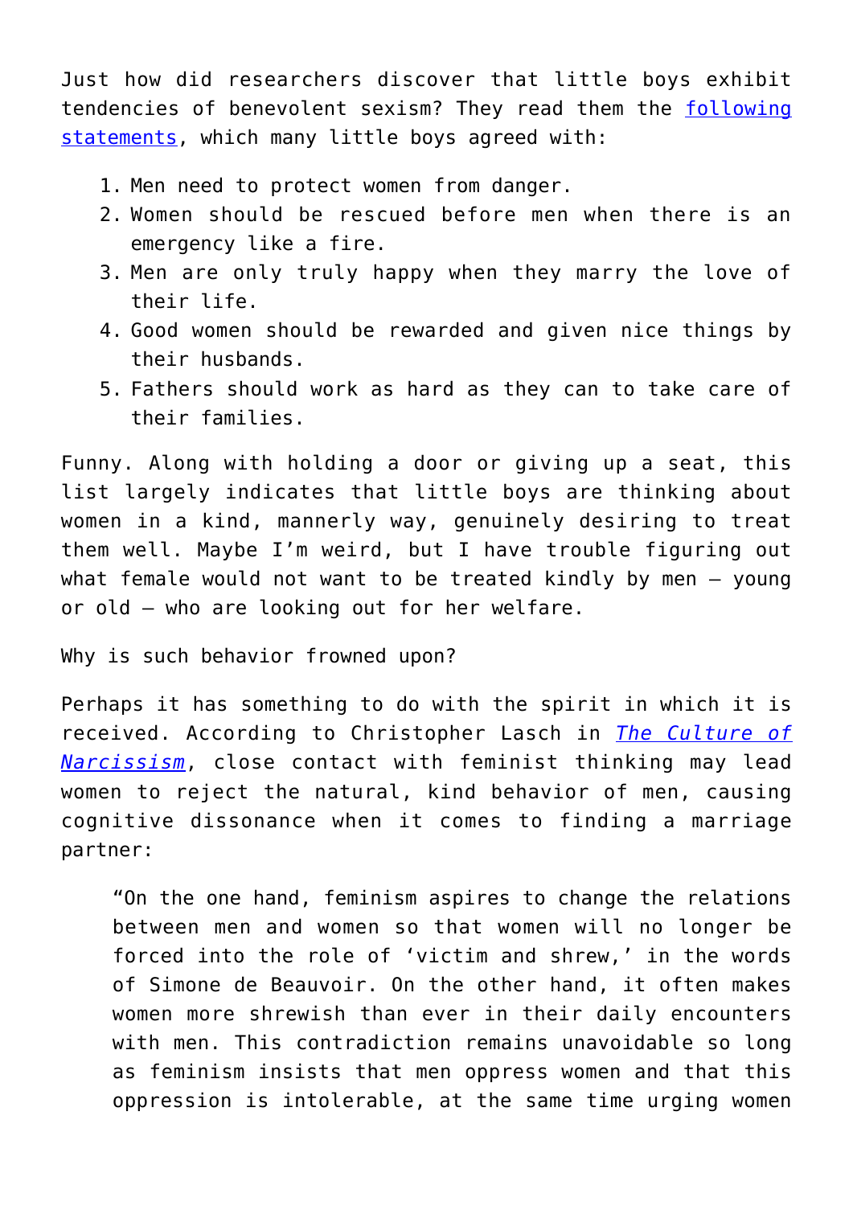Just how did researchers discover that little boys exhibit tendencies of benevolent sexism? They read them the [following statements], which many little boys agreed with:

1. Men need to protect women from danger.
2. Women should be rescued before men when there is an emergency like a fire.
3. Men are only truly happy when they marry the love of their life.
4. Good women should be rewarded and given nice things by their husbands.
5. Fathers should work as hard as they can to take care of their families.

Funny. Along with holding a door or giving up a seat, this list largely indicates that little boys are thinking about women in a kind, mannerly way, genuinely desiring to treat them well. Maybe I'm weird, but I have trouble figuring out what female would not want to be treated kindly by men – young or old – who are looking out for her welfare.

Why is such behavior frowned upon?

Perhaps it has something to do with the spirit in which it is received. According to Christopher Lasch in *The Culture of Narcissism*, close contact with feminist thinking may lead women to reject the natural, kind behavior of men, causing cognitive dissonance when it comes to finding a marriage partner:

> "On the one hand, feminism aspires to change the relations between men and women so that women will no longer be forced into the role of 'victim and shrew,' in the words of Simone de Beauvoir. On the other hand, it often makes women more shrewish than ever in their daily encounters with men. This contradiction remains unavoidable so long as feminism insists that men oppress women and that this oppression is intolerable, at the same time urging women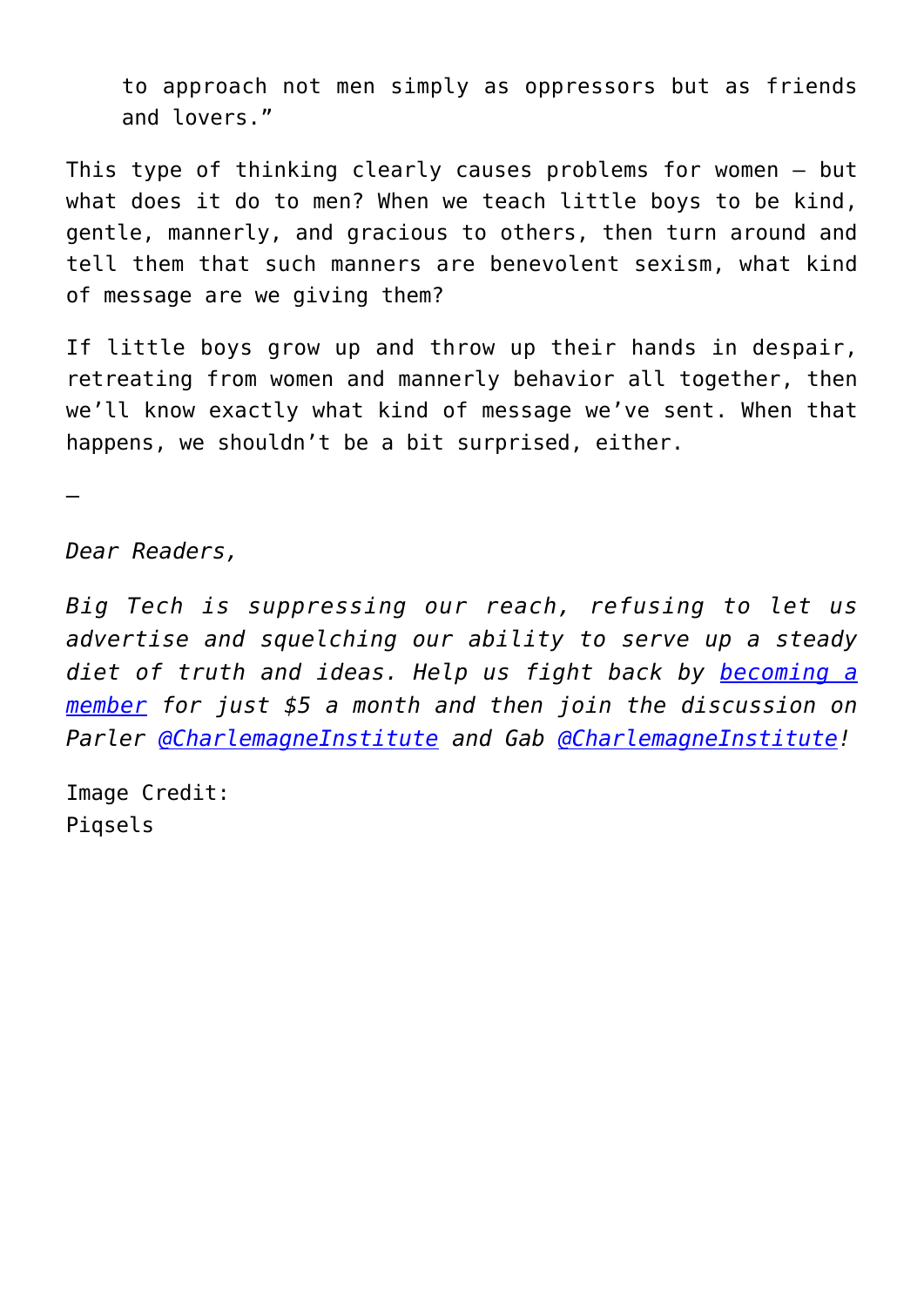> to approach not men simply as oppressors but as friends and lovers."

This type of thinking clearly causes problems for women – but what does it do to men? When we teach little boys to be kind, gentle, mannerly, and gracious to others, then turn around and tell them that such manners are benevolent sexism, what kind of message are we giving them?

If little boys grow up and throw up their hands in despair, retreating from women and mannerly behavior all together, then we'll know exactly what kind of message we've sent. When that happens, we shouldn't be a bit surprised, either.

—

*Dear Readers,*

*Big Tech is suppressing our reach, refusing to let us advertise and squelching our ability to serve up a steady diet of truth and ideas. Help us fight back by becoming a member for just $5 a month and then join the discussion on Parler @CharlemagneInstitute and Gab @CharlemagneInstitute!*

Image Credit:
Piqsels